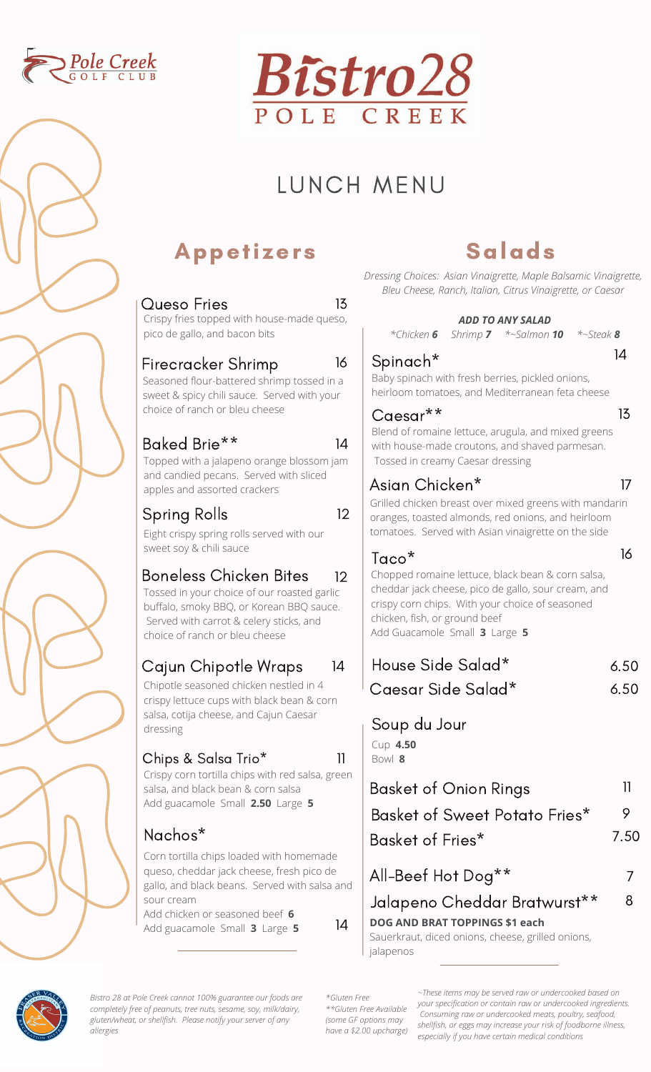Pole Creek GOLF CLUB

# Bistro28 POLE CREEK

# LUNCH MENU

## Appetizers

### Queso Fries 13
Crispy fries topped with house-made queso, pico de gallo, and bacon bits

### Firecracker Shrimp 16
Seasoned flour-battered shrimp tossed in a sweet & spicy chili sauce. Served with your choice of ranch or bleu cheese

### Baked Brie** 14
Topped with a jalapeno orange blossom jam and candied pecans. Served with sliced apples and assorted crackers

### Spring Rolls 12
Eight crispy spring rolls served with our sweet soy & chili sauce

### Boneless Chicken Bites 12
Tossed in your choice of our roasted garlic buffalo, smoky BBQ, or Korean BBQ sauce. Served with carrot & celery sticks, and choice of ranch or bleu cheese

### Cajun Chipotle Wraps 14
Chipotle seasoned chicken nestled in 4 crispy lettuce cups with black bean & corn salsa, cotija cheese, and Cajun Caesar dressing

### Chips & Salsa Trio* 11
Crispy corn tortilla chips with red salsa, green salsa, and black bean & corn salsa
Add guacamole Small **2.50** Large **5**

### Nachos* 14
Corn tortilla chips loaded with homemade queso, cheddar jack cheese, fresh pico de gallo, and black beans. Served with salsa and sour cream
Add chicken or seasoned beef **6**
Add guacamole Small **3** Large **5**

## Salads

*Dressing Choices: Asian Vinaigrette, Maple Balsamic Vinaigrette, Bleu Cheese, Ranch, Italian, Citrus Vinaigrette, or Caesar*

***ADD TO ANY SALAD***
*\*Chicken **6** Shrimp **7** \*~Salmon **10** \*~Steak **8***

### Spinach* 14
Baby spinach with fresh berries, pickled onions, heirloom tomatoes, and Mediterranean feta cheese

### Caesar** 13
Blend of romaine lettuce, arugula, and mixed greens with house-made croutons, and shaved parmesan. Tossed in creamy Caesar dressing

### Asian Chicken* 17
Grilled chicken breast over mixed greens with mandarin oranges, toasted almonds, red onions, and heirloom tomatoes. Served with Asian vinaigrette on the side

### Taco* 16
Chopped romaine lettuce, black bean & corn salsa, cheddar jack cheese, pico de gallo, sour cream, and crispy corn chips. With your choice of seasoned chicken, fish, or ground beef
Add Guacamole Small **3** Large **5**

### House Side Salad* 6.50
### Caesar Side Salad* 6.50

### Soup du Jour
Cup **4.50**
Bowl **8**

### Basket of Onion Rings 11
### Basket of Sweet Potato Fries* 9
### Basket of Fries* 7.50

### All-Beef Hot Dog** 7
### Jalapeno Cheddar Bratwurst** 8
**DOG AND BRAT TOPPINGS $1 each**
Sauerkraut, diced onions, cheese, grilled onions, jalapenos

*Bistro 28 at Pole Creek cannot 100% guarantee our foods are completely free of peanuts, tree nuts, sesame, soy, milk/dairy, gluten/wheat, or shellfish. Please notify your server of any allergies*

*\*Gluten Free*
*\*\*Gluten Free Available (some GF options may have a $2.00 upcharge)*

*~These items may be served raw or undercooked based on your specification or contain raw or undercooked ingredients. Consuming raw or undercooked meats, poultry, seafood, shellfish, or eggs may increase your risk of foodborne illness, especially if you have certain medical conditions*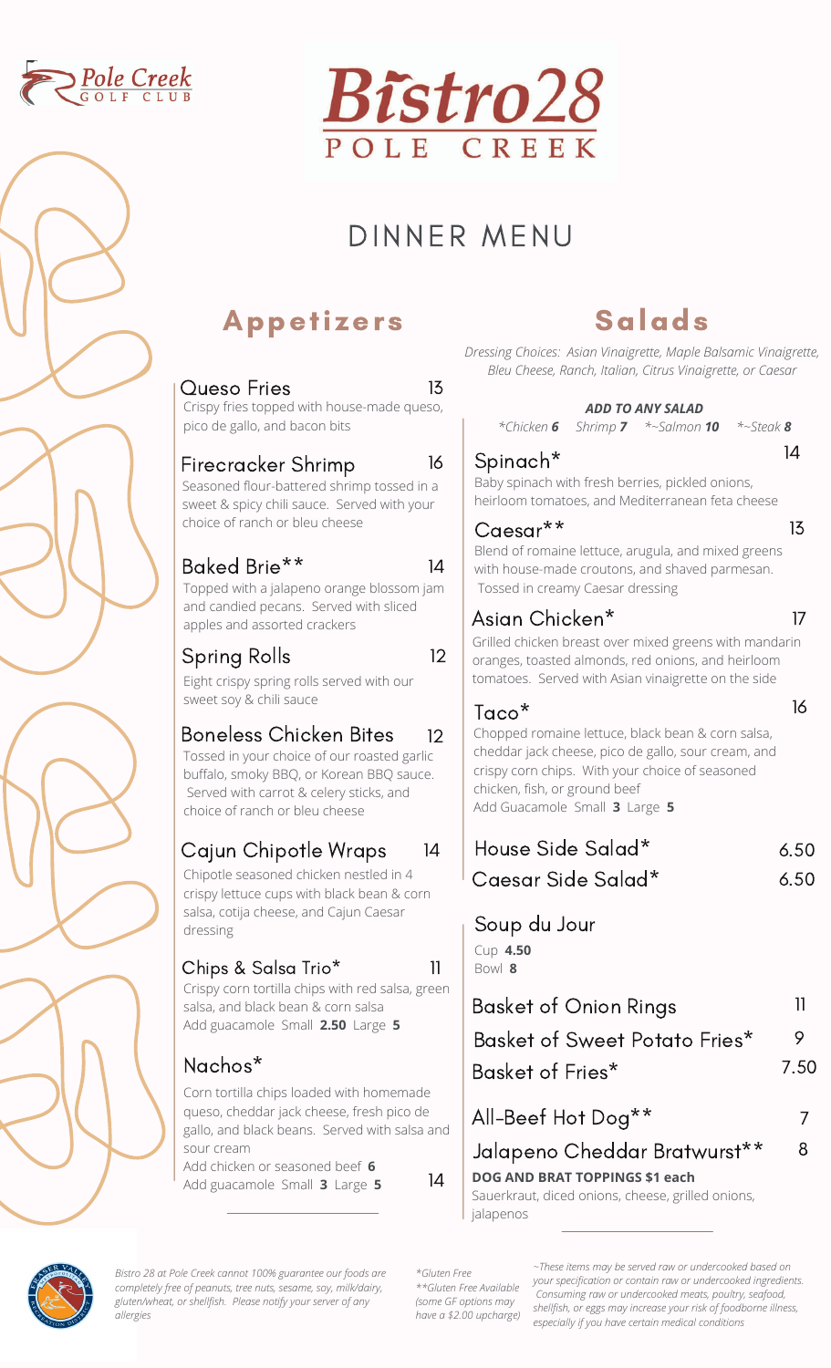# Bistro28 POLE CREEK

Pole Creek GOLF CLUB

## DINNER MENU

## Appetizers

### Queso Fries 13
Crispy fries topped with house-made queso, pico de gallo, and bacon bits

### Firecracker Shrimp 16
Seasoned flour-battered shrimp tossed in a sweet & spicy chili sauce. Served with your choice of ranch or bleu cheese

### Baked Brie** 14
Topped with a jalapeno orange blossom jam and candied pecans. Served with sliced apples and assorted crackers

### Spring Rolls 12
Eight crispy spring rolls served with our sweet soy & chili sauce

### Boneless Chicken Bites 12
Tossed in your choice of our roasted garlic buffalo, smoky BBQ, or Korean BBQ sauce. Served with carrot & celery sticks, and choice of ranch or bleu cheese

### Cajun Chipotle Wraps 14
Chipotle seasoned chicken nestled in 4 crispy lettuce cups with black bean & corn salsa, cotija cheese, and Cajun Caesar dressing

### Chips & Salsa Trio* 11
Crispy corn tortilla chips with red salsa, green salsa, and black bean & corn salsa
Add guacamole Small **2.50** Large **5**

### Nachos* 14
Corn tortilla chips loaded with homemade queso, cheddar jack cheese, fresh pico de gallo, and black beans. Served with salsa and sour cream
Add chicken or seasoned beef **6**
Add guacamole Small **3** Large **5**

## Salads

*Dressing Choices: Asian Vinaigrette, Maple Balsamic Vinaigrette, Bleu Cheese, Ranch, Italian, Citrus Vinaigrette, or Caesar*

***ADD TO ANY SALAD***
*\*Chicken **6** Shrimp **7** \*~Salmon **10** \*~Steak **8***

### Spinach* 14
Baby spinach with fresh berries, pickled onions, heirloom tomatoes, and Mediterranean feta cheese

### Caesar** 13
Blend of romaine lettuce, arugula, and mixed greens with house-made croutons, and shaved parmesan. Tossed in creamy Caesar dressing

### Asian Chicken* 17
Grilled chicken breast over mixed greens with mandarin oranges, toasted almonds, red onions, and heirloom tomatoes. Served with Asian vinaigrette on the side

### Taco* 16
Chopped romaine lettuce, black bean & corn salsa, cheddar jack cheese, pico de gallo, sour cream, and crispy corn chips. With your choice of seasoned chicken, fish, or ground beef
Add Guacamole Small **3** Large **5**

### House Side Salad* 6.50
### Caesar Side Salad* 6.50

### Soup du Jour
Cup **4.50**
Bowl **8**

### Basket of Onion Rings 11
### Basket of Sweet Potato Fries* 9
### Basket of Fries* 7.50

### All-Beef Hot Dog** 7
### Jalapeno Cheddar Bratwurst** 8
**DOG AND BRAT TOPPINGS $1 each**
Sauerkraut, diced onions, cheese, grilled onions, jalapenos

---

*Bistro 28 at Pole Creek cannot 100% guarantee our foods are completely free of peanuts, tree nuts, sesame, soy, milk/dairy, gluten/wheat, or shellfish. Please notify your server of any allergies*

*\*Gluten Free*
*\*\*Gluten Free Available (some GF options may have a $2.00 upcharge)*

*~These items may be served raw or undercooked based on your specification or contain raw or undercooked ingredients. Consuming raw or undercooked meats, poultry, seafood, shellfish, or eggs may increase your risk of foodborne illness, especially if you have certain medical conditions*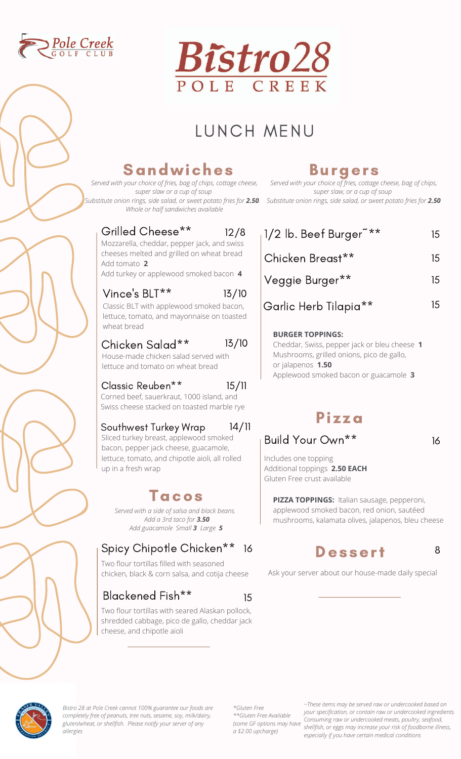Pole Creek GOLF CLUB

# Bistro28 POLE CREEK

# LUNCH MENU

## Sandwiches

*Served with your choice of fries, bag of chips, cottage cheese, super slaw or a cup of soup*
*Substitute onion rings, side salad, or sweet potato fries for **2.50**.*
*Whole or half sandwiches available*

### Grilled Cheese** 12/8

Mozzarella, cheddar, pepper jack, and swiss cheeses melted and grilled on wheat bread
Add tomato **2**
Add turkey or applewood smoked bacon **4**

### Vince's BLT** 13/10

Classic BLT with applewood smoked bacon, lettuce, tomato, and mayonnaise on toasted wheat bread

### Chicken Salad** 13/10

House-made chicken salad served with lettuce and tomato on wheat bread

### Classic Reuben** 15/11

Corned beef, sauerkraut, 1000 island, and Swiss cheese stacked on toasted marble rye

### Southwest Turkey Wrap 14/11

Sliced turkey breast, applewood smoked bacon, pepper jack cheese, guacamole, lettuce, tomato, and chipotle aioli, all rolled up in a fresh wrap

## Tacos

*Served with a side of salsa and black beans.*
*Add a 3rd taco for **3.50***
*Add guacamole Small **3** Large **5***

### Spicy Chipotle Chicken** 16

Two flour tortillas filled with seasoned chicken, black & corn salsa, and cotija cheese

### Blackened Fish** 15

Two flour tortillas with seared Alaskan pollock, shredded cabbage, pico de gallo, cheddar jack cheese, and chipotle aioli

## Burgers

*Served with your choice of fries, cottage cheese, bag of chips, super slaw, or a cup of soup*
*Substitute onion rings, side salad, or sweet potato fries for **2.50***

- 1/2 lb. Beef Burger~** 15
- Chicken Breast** 15
- Veggie Burger** 15
- Garlic Herb Tilapia** 15

**BURGER TOPPINGS:**
Cheddar, Swiss, pepper jack or bleu cheese **1**
Mushrooms, grilled onions, pico de gallo, or jalapenos **1.50**
Applewood smoked bacon or guacamole **3**

## Pizza

### Build Your Own** 16

Includes one topping
Additional toppings **2.50 EACH**
Gluten Free crust available

**PIZZA TOPPINGS:** Italian sausage, pepperoni, applewood smoked bacon, red onion, sautéed mushrooms, kalamata olives, jalapenos, bleu cheese

## Dessert 8

Ask your server about our house-made daily special

*Bistro 28 at Pole Creek cannot 100% guarantee our foods are completely free of peanuts, tree nuts, sesame, soy, milk/dairy, gluten/wheat, or shellfish. Please notify your server of any allergies*

*\*Gluten Free*
*\*\*Gluten Free Available (some GF options may have a $2.00 upcharge)*

*~These items may be served raw or undercooked based on your specification, or contain raw or undercooked ingredients. Consuming raw or undercooked meats, poultry, seafood, shellfish, or eggs may increase your risk of foodborne illness, especially if you have certain medical conditions*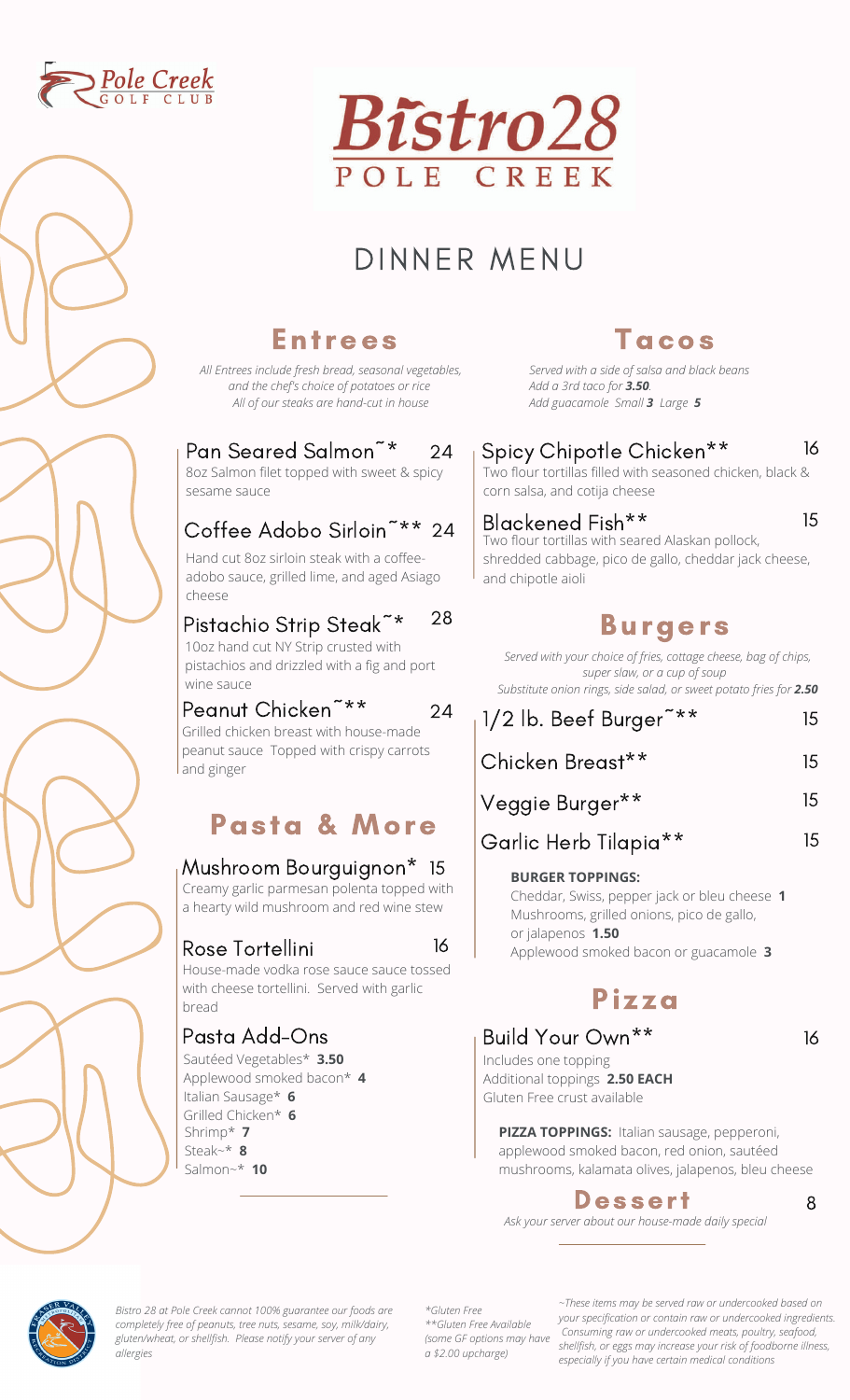Pole Creek GOLF CLUB

# Bistro28 POLE CREEK

# DINNER MENU

## Entrees

*All Entrees include fresh bread, seasonal vegetables, and the chef's choice of potatoes or rice*
*All of our steaks are hand-cut in house*

### Pan Seared Salmon~* 24
8oz Salmon filet topped with sweet & spicy sesame sauce

### Coffee Adobo Sirloin~** 24
Hand cut 8oz sirloin steak with a coffee-adobo sauce, grilled lime, and aged Asiago cheese

### Pistachio Strip Steak~* 28
10oz hand cut NY Strip crusted with pistachios and drizzled with a fig and port wine sauce

### Peanut Chicken~** 24
Grilled chicken breast with house-made peanut sauce Topped with crispy carrots and ginger

## Pasta & More

### Mushroom Bourguignon* 15
Creamy garlic parmesan polenta topped with a hearty wild mushroom and red wine stew

### Rose Tortellini 16
House-made vodka rose sauce sauce tossed with cheese tortellini. Served with garlic bread

### Pasta Add-Ons
Sautéed Vegetables* **3.50**
Applewood smoked bacon* **4**
Italian Sausage* **6**
Grilled Chicken* **6**
Shrimp* **7**
Steak~* **8**
Salmon~* **10**

## Tacos

*Served with a side of salsa and black beans*
*Add a 3rd taco for **3.50**.*
*Add guacamole Small **3** Large **5***

### Spicy Chipotle Chicken** 16
Two flour tortillas filled with seasoned chicken, black & corn salsa, and cotija cheese

### Blackened Fish** 15
Two flour tortillas with seared Alaskan pollock, shredded cabbage, pico de gallo, cheddar jack cheese, and chipotle aioli

## Burgers

*Served with your choice of fries, cottage cheese, bag of chips, super slaw, or a cup of soup*
*Substitute onion rings, side salad, or sweet potato fries for **2.50***

### 1/2 lb. Beef Burger~** 15
### Chicken Breast** 15
### Veggie Burger** 15
### Garlic Herb Tilapia** 15

**BURGER TOPPINGS:**
Cheddar, Swiss, pepper jack or bleu cheese **1**
Mushrooms, grilled onions, pico de gallo, or jalapenos **1.50**
Applewood smoked bacon or guacamole **3**

## Pizza

### Build Your Own** 16
Includes one topping
Additional toppings **2.50 EACH**
Gluten Free crust available

**PIZZA TOPPINGS:** Italian sausage, pepperoni, applewood smoked bacon, red onion, sautéed mushrooms, kalamata olives, jalapenos, bleu cheese

## Dessert 8

*Ask your server about our house-made daily special*

*Bistro 28 at Pole Creek cannot 100% guarantee our foods are completely free of peanuts, tree nuts, sesame, soy, milk/dairy, gluten/wheat, or shellfish. Please notify your server of any allergies*

*\*Gluten Free*
*\*\*Gluten Free Available (some GF options may have a $2.00 upcharge)*

*~These items may be served raw or undercooked based on your specification or contain raw or undercooked ingredients. Consuming raw or undercooked meats, poultry, seafood, shellfish, or eggs may increase your risk of foodborne illness, especially if you have certain medical conditions*